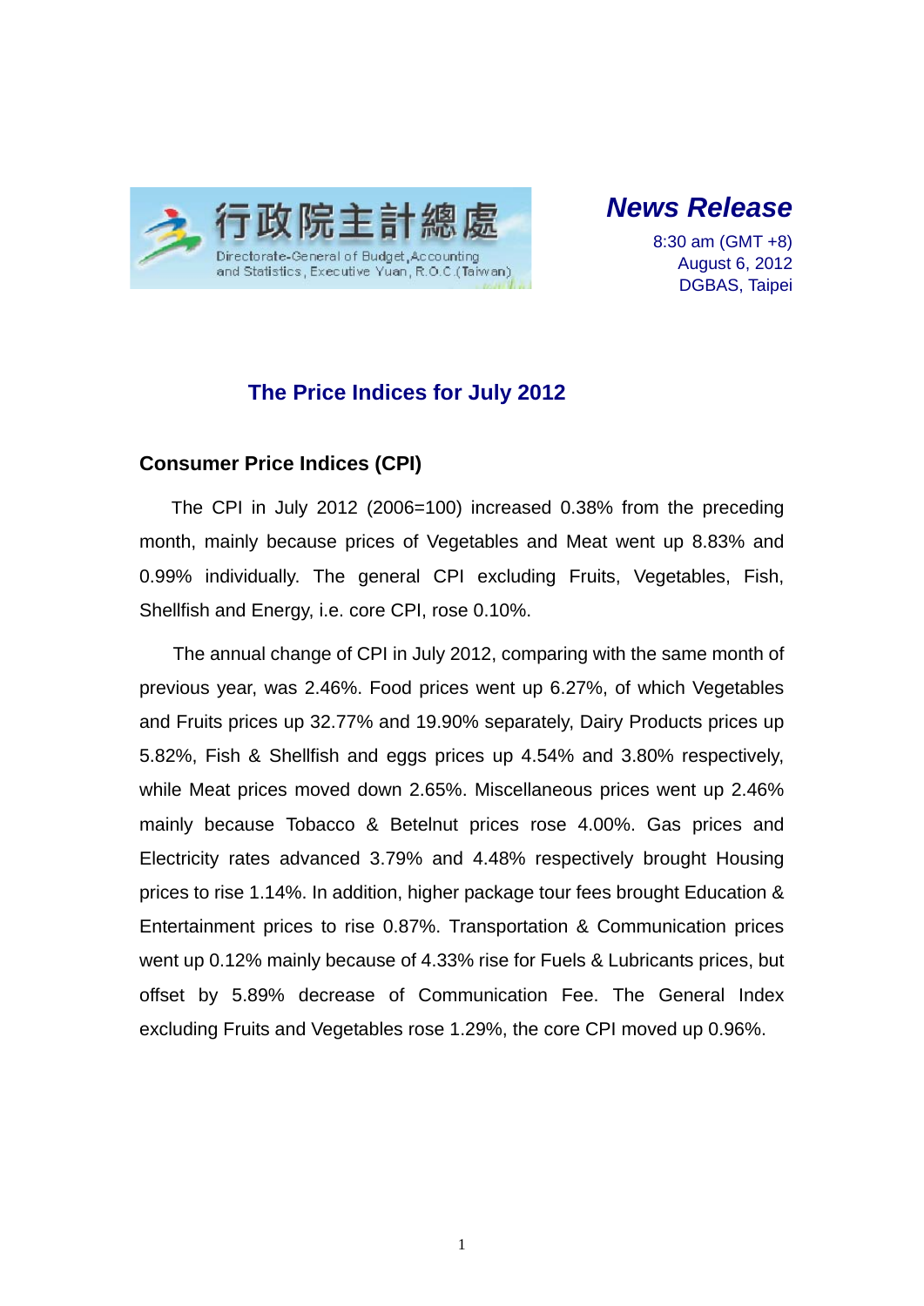行政院主計總處

Directorate-General of Budget, Accounting and Statistics, Executive Yuan, R.O.C.(Taiwan)

***News Release***

8:30 am (GMT +8)
August 6, 2012
DGBAS, Taipei

# The Price Indices for July 2012

## Consumer Price Indices (CPI)

The CPI in July 2012 (2006=100) increased 0.38% from the preceding month, mainly because prices of Vegetables and Meat went up 8.83% and 0.99% individually. The general CPI excluding Fruits, Vegetables, Fish, Shellfish and Energy, i.e. core CPI, rose 0.10%.

The annual change of CPI in July 2012, comparing with the same month of previous year, was 2.46%. Food prices went up 6.27%, of which Vegetables and Fruits prices up 32.77% and 19.90% separately, Dairy Products prices up 5.82%, Fish & Shellfish and eggs prices up 4.54% and 3.80% respectively, while Meat prices moved down 2.65%. Miscellaneous prices went up 2.46% mainly because Tobacco & Betelnut prices rose 4.00%. Gas prices and Electricity rates advanced 3.79% and 4.48% respectively brought Housing prices to rise 1.14%. In addition, higher package tour fees brought Education & Entertainment prices to rise 0.87%. Transportation & Communication prices went up 0.12% mainly because of 4.33% rise for Fuels & Lubricants prices, but offset by 5.89% decrease of Communication Fee. The General Index excluding Fruits and Vegetables rose 1.29%, the core CPI moved up 0.96%.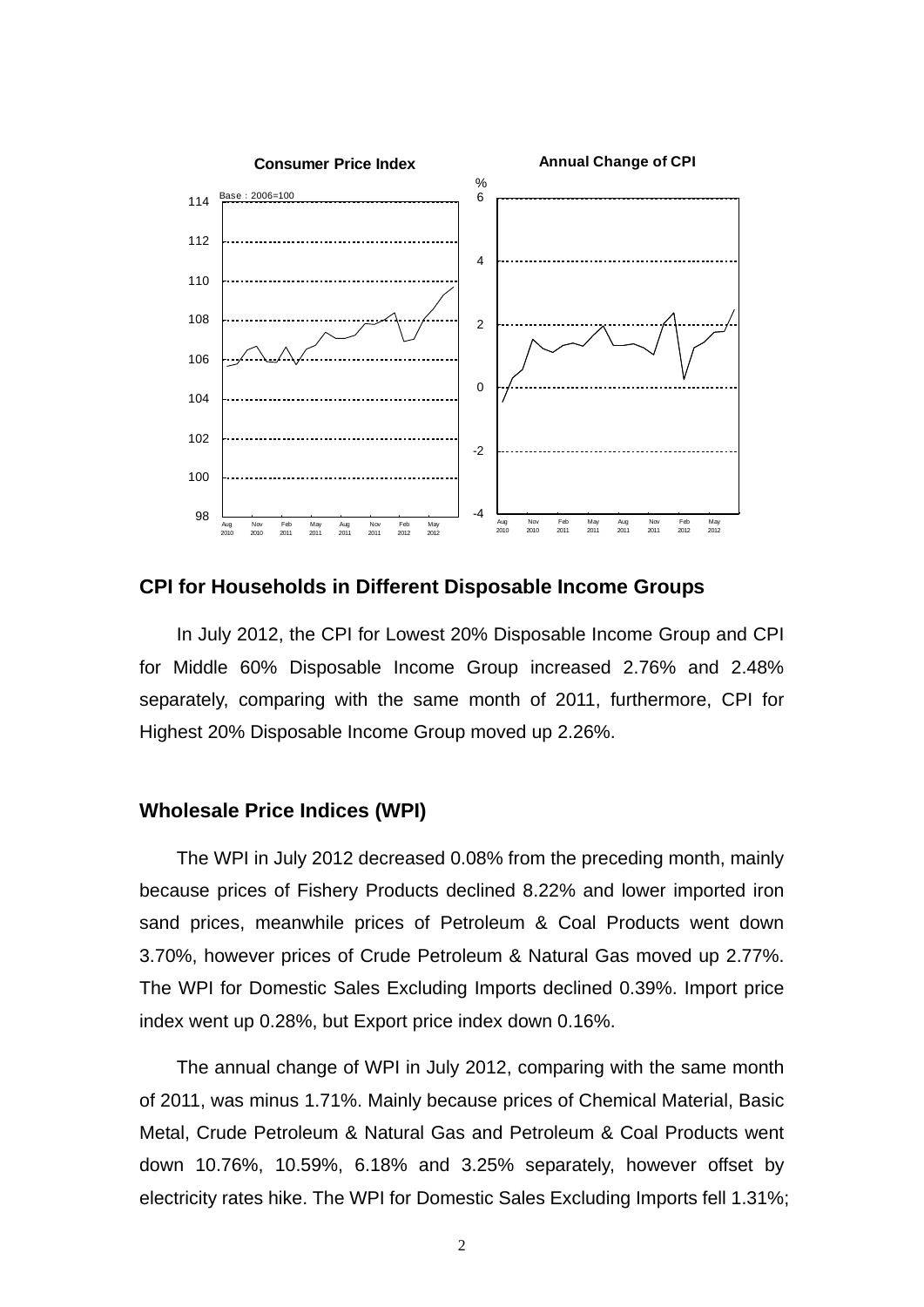Consumer Price Index

Annual Change of CPI

## CPI for Households in Different Disposable Income Groups

In July 2012, the CPI for Lowest 20% Disposable Income Group and CPI for Middle 60% Disposable Income Group increased 2.76% and 2.48% separately, comparing with the same month of 2011, furthermore, CPI for Highest 20% Disposable Income Group moved up 2.26%.

## Wholesale Price Indices (WPI)

The WPI in July 2012 decreased 0.08% from the preceding month, mainly because prices of Fishery Products declined 8.22% and lower imported iron sand prices, meanwhile prices of Petroleum & Coal Products went down 3.70%, however prices of Crude Petroleum & Natural Gas moved up 2.77%. The WPI for Domestic Sales Excluding Imports declined 0.39%. Import price index went up 0.28%, but Export price index down 0.16%.

The annual change of WPI in July 2012, comparing with the same month of 2011, was minus 1.71%. Mainly because prices of Chemical Material, Basic Metal, Crude Petroleum & Natural Gas and Petroleum & Coal Products went down 10.76%, 10.59%, 6.18% and 3.25% separately, however offset by electricity rates hike. The WPI for Domestic Sales Excluding Imports fell 1.31%;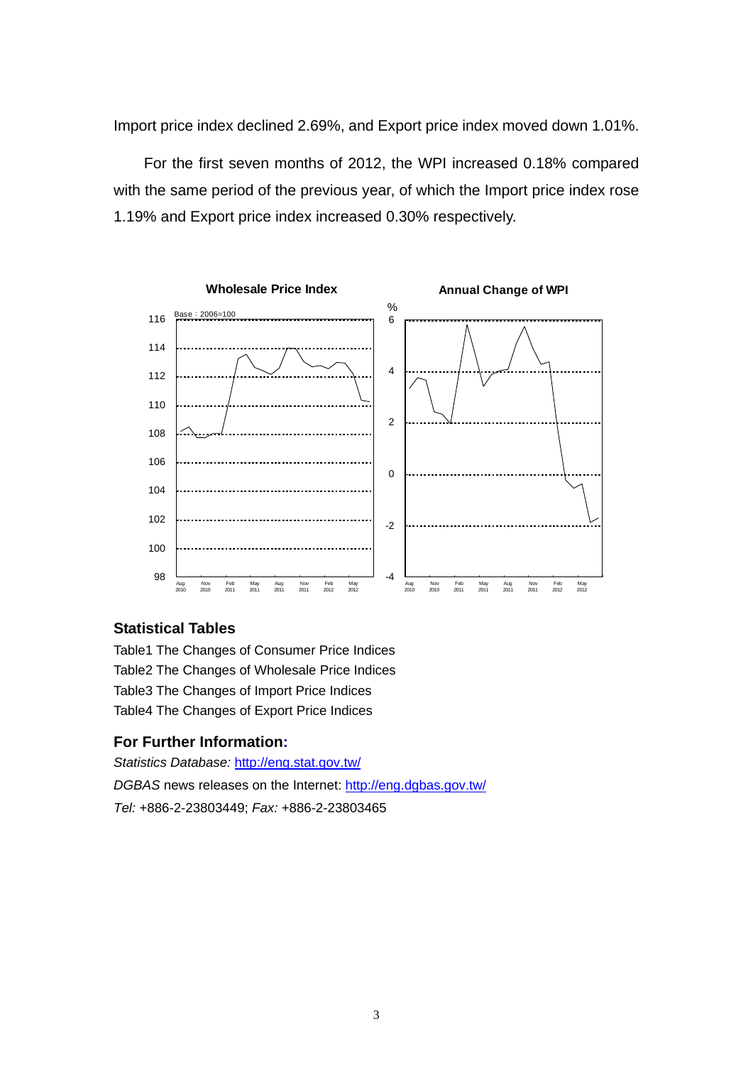Import price index declined 2.69%, and Export price index moved down 1.01%.

For the first seven months of 2012, the WPI increased 0.18% compared with the same period of the previous year, of which the Import price index rose 1.19% and Export price index increased 0.30% respectively.

**Wholesale Price Index**

**Annual Change of WPI**

## Statistical Tables

Table1 The Changes of Consumer Price Indices
Table2 The Changes of Wholesale Price Indices
Table3 The Changes of Import Price Indices
Table4 The Changes of Export Price Indices

## For Further Information:

*Statistics Database:* http://eng.stat.gov.tw/
*DGBAS* news releases on the Internet: http://eng.dgbas.gov.tw/
*Tel:* +886-2-23803449; *Fax:* +886-2-23803465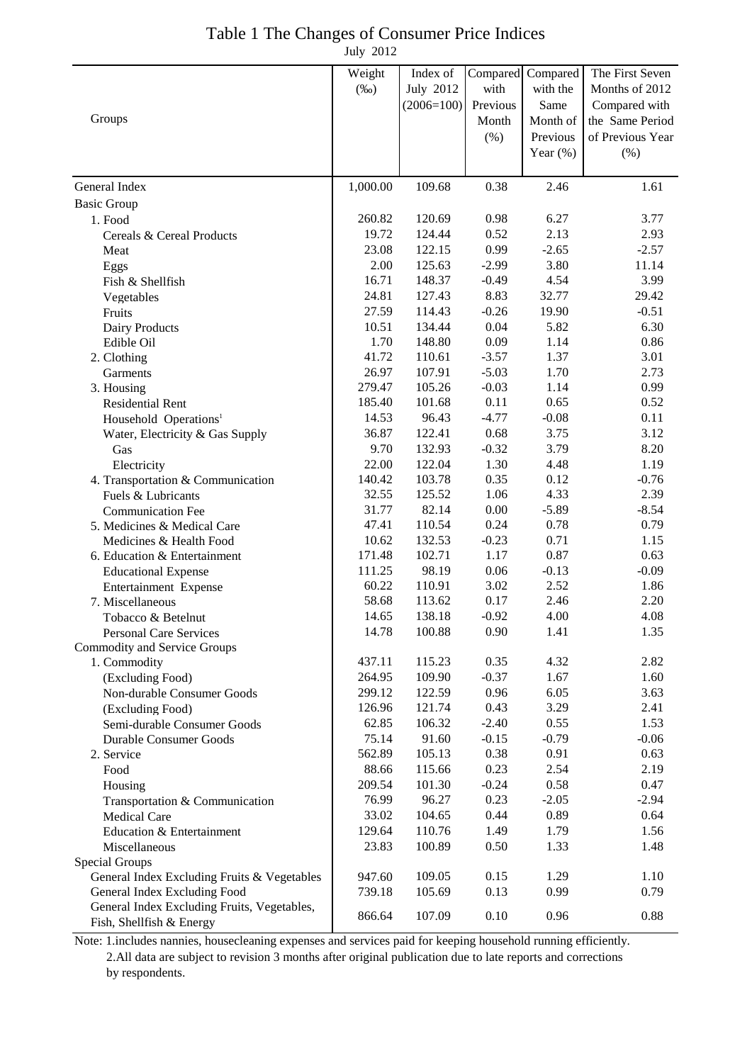# Table 1 The Changes of Consumer Price Indices

July 2012

| Groups | Weight (‰) | Index of July 2012 (2006=100) | Compared with Previous Month (%) | Compared with the Same Month of Previous Year (%) | The First Seven Months of 2012 Compared with the Same Period of Previous Year (%) |
|---|---|---|---|---|---|
| General Index | 1,000.00 | 109.68 | 0.38 | 2.46 | 1.61 |
| Basic Group | | | | | |
| 1. Food | 260.82 | 120.69 | 0.98 | 6.27 | 3.77 |
| Cereals & Cereal Products | 19.72 | 124.44 | 0.52 | 2.13 | 2.93 |
| Meat | 23.08 | 122.15 | 0.99 | -2.65 | -2.57 |
| Eggs | 2.00 | 125.63 | -2.99 | 3.80 | 11.14 |
| Fish & Shellfish | 16.71 | 148.37 | -0.49 | 4.54 | 3.99 |
| Vegetables | 24.81 | 127.43 | 8.83 | 32.77 | 29.42 |
| Fruits | 27.59 | 114.43 | -0.26 | 19.90 | -0.51 |
| Dairy Products | 10.51 | 134.44 | 0.04 | 5.82 | 6.30 |
| Edible Oil | 1.70 | 148.80 | 0.09 | 1.14 | 0.86 |
| 2. Clothing | 41.72 | 110.61 | -3.57 | 1.37 | 3.01 |
| Garments | 26.97 | 107.91 | -5.03 | 1.70 | 2.73 |
| 3. Housing | 279.47 | 105.26 | -0.03 | 1.14 | 0.99 |
| Residential Rent | 185.40 | 101.68 | 0.11 | 0.65 | 0.52 |
| Household Operations[1] | 14.53 | 96.43 | -4.77 | -0.08 | 0.11 |
| Water, Electricity & Gas Supply | 36.87 | 122.41 | 0.68 | 3.75 | 3.12 |
| Gas | 9.70 | 132.93 | -0.32 | 3.79 | 8.20 |
| Electricity | 22.00 | 122.04 | 1.30 | 4.48 | 1.19 |
| 4. Transportation & Communication | 140.42 | 103.78 | 0.35 | 0.12 | -0.76 |
| Fuels & Lubricants | 32.55 | 125.52 | 1.06 | 4.33 | 2.39 |
| Communication Fee | 31.77 | 82.14 | 0.00 | -5.89 | -8.54 |
| 5. Medicines & Medical Care | 47.41 | 110.54 | 0.24 | 0.78 | 0.79 |
| Medicines & Health Food | 10.62 | 132.53 | -0.23 | 0.71 | 1.15 |
| 6. Education & Entertainment | 171.48 | 102.71 | 1.17 | 0.87 | 0.63 |
| Educational Expense | 111.25 | 98.19 | 0.06 | -0.13 | -0.09 |
| Entertainment Expense | 60.22 | 110.91 | 3.02 | 2.52 | 1.86 |
| 7. Miscellaneous | 58.68 | 113.62 | 0.17 | 2.46 | 2.20 |
| Tobacco & Betelnut | 14.65 | 138.18 | -0.92 | 4.00 | 4.08 |
| Personal Care Services | 14.78 | 100.88 | 0.90 | 1.41 | 1.35 |
| Commodity and Service Groups | | | | | |
| 1. Commodity | 437.11 | 115.23 | 0.35 | 4.32 | 2.82 |
| (Excluding Food) | 264.95 | 109.90 | -0.37 | 1.67 | 1.60 |
| Non-durable Consumer Goods | 299.12 | 122.59 | 0.96 | 6.05 | 3.63 |
| (Excluding Food) | 126.96 | 121.74 | 0.43 | 3.29 | 2.41 |
| Semi-durable Consumer Goods | 62.85 | 106.32 | -2.40 | 0.55 | 1.53 |
| Durable Consumer Goods | 75.14 | 91.60 | -0.15 | -0.79 | -0.06 |
| 2. Service | 562.89 | 105.13 | 0.38 | 0.91 | 0.63 |
| Food | 88.66 | 115.66 | 0.23 | 2.54 | 2.19 |
| Housing | 209.54 | 101.30 | -0.24 | 0.58 | 0.47 |
| Transportation & Communication | 76.99 | 96.27 | 0.23 | -2.05 | -2.94 |
| Medical Care | 33.02 | 104.65 | 0.44 | 0.89 | 0.64 |
| Education & Entertainment | 129.64 | 110.76 | 1.49 | 1.79 | 1.56 |
| Miscellaneous | 23.83 | 100.89 | 0.50 | 1.33 | 1.48 |
| Special Groups | | | | | |
| General Index Excluding Fruits & Vegetables | 947.60 | 109.05 | 0.15 | 1.29 | 1.10 |
| General Index Excluding Food | 739.18 | 105.69 | 0.13 | 0.99 | 0.79 |
| General Index Excluding Fruits, Vegetables, Fish, Shellfish & Energy | 866.64 | 107.09 | 0.10 | 0.96 | 0.88 |

Note: 1.includes nannies, housecleaning expenses and services paid for keeping household running efficiently.
2.All data are subject to revision 3 months after original publication due to late reports and corrections by respondents.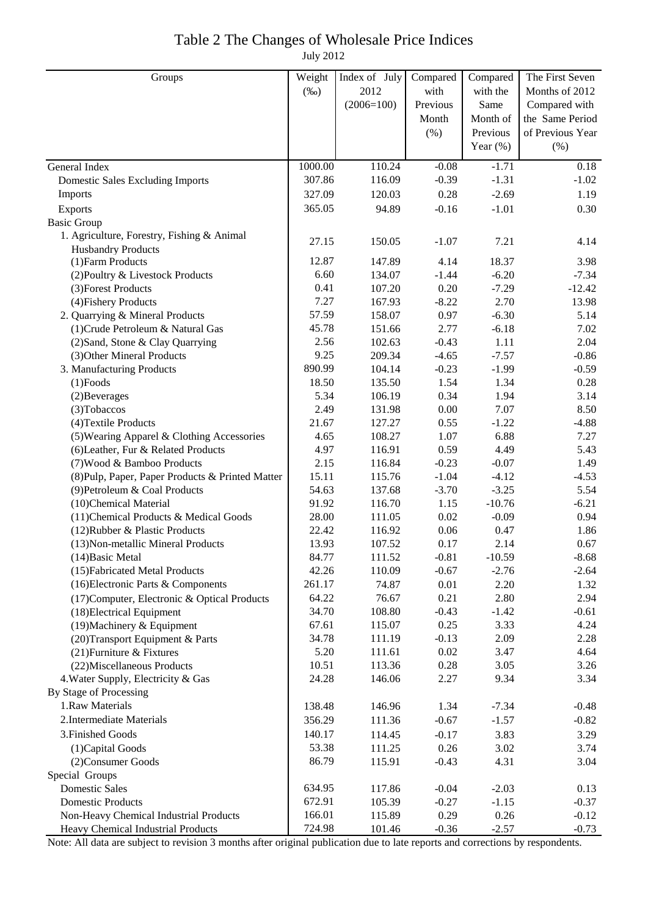# Table 2 The Changes of Wholesale Price Indices

July 2012

| Groups | Weight (‰) | Index of July 2012 (2006=100) | Compared with Previous Month (%) | Compared with the Same Month of Previous Year (%) | The First Seven Months of 2012 Compared with the Same Period of Previous Year (%) |
|---|---|---|---|---|---|
| General Index | 1000.00 | 110.24 | -0.08 | -1.71 | 0.18 |
| Domestic Sales Excluding Imports | 307.86 | 116.09 | -0.39 | -1.31 | -1.02 |
| Imports | 327.09 | 120.03 | 0.28 | -2.69 | 1.19 |
| Exports | 365.05 | 94.89 | -0.16 | -1.01 | 0.30 |
| Basic Group | | | | | |
| 1. Agriculture, Forestry, Fishing & Animal Husbandry Products | 27.15 | 150.05 | -1.07 | 7.21 | 4.14 |
| (1)Farm Products | 12.87 | 147.89 | 4.14 | 18.37 | 3.98 |
| (2)Poultry & Livestock Products | 6.60 | 134.07 | -1.44 | -6.20 | -7.34 |
| (3)Forest Products | 0.41 | 107.20 | 0.20 | -7.29 | -12.42 |
| (4)Fishery Products | 7.27 | 167.93 | -8.22 | 2.70 | 13.98 |
| 2. Quarrying & Mineral Products | 57.59 | 158.07 | 0.97 | -6.30 | 5.14 |
| (1)Crude Petroleum & Natural Gas | 45.78 | 151.66 | 2.77 | -6.18 | 7.02 |
| (2)Sand, Stone & Clay Quarrying | 2.56 | 102.63 | -0.43 | 1.11 | 2.04 |
| (3)Other Mineral Products | 9.25 | 209.34 | -4.65 | -7.57 | -0.86 |
| 3. Manufacturing Products | 890.99 | 104.14 | -0.23 | -1.99 | -0.59 |
| (1)Foods | 18.50 | 135.50 | 1.54 | 1.34 | 0.28 |
| (2)Beverages | 5.34 | 106.19 | 0.34 | 1.94 | 3.14 |
| (3)Tobaccos | 2.49 | 131.98 | 0.00 | 7.07 | 8.50 |
| (4)Textile Products | 21.67 | 127.27 | 0.55 | -1.22 | -4.88 |
| (5)Wearing Apparel & Clothing Accessories | 4.65 | 108.27 | 1.07 | 6.88 | 7.27 |
| (6)Leather, Fur & Related Products | 4.97 | 116.91 | 0.59 | 4.49 | 5.43 |
| (7)Wood & Bamboo Products | 2.15 | 116.84 | -0.23 | -0.07 | 1.49 |
| (8)Pulp, Paper, Paper Products & Printed Matter | 15.11 | 115.76 | -1.04 | -4.12 | -4.53 |
| (9)Petroleum & Coal Products | 54.63 | 137.68 | -3.70 | -3.25 | 5.54 |
| (10)Chemical Material | 91.92 | 116.70 | 1.15 | -10.76 | -6.21 |
| (11)Chemical Products & Medical Goods | 28.00 | 111.05 | 0.02 | -0.09 | 0.94 |
| (12)Rubber & Plastic Products | 22.42 | 116.92 | 0.06 | 0.47 | 1.86 |
| (13)Non-metallic Mineral Products | 13.93 | 107.52 | 0.17 | 2.14 | 0.67 |
| (14)Basic Metal | 84.77 | 111.52 | -0.81 | -10.59 | -8.68 |
| (15)Fabricated Metal Products | 42.26 | 110.09 | -0.67 | -2.76 | -2.64 |
| (16)Electronic Parts & Components | 261.17 | 74.87 | 0.01 | 2.20 | 1.32 |
| (17)Computer, Electronic & Optical Products | 64.22 | 76.67 | 0.21 | 2.80 | 2.94 |
| (18)Electrical Equipment | 34.70 | 108.80 | -0.43 | -1.42 | -0.61 |
| (19)Machinery & Equipment | 67.61 | 115.07 | 0.25 | 3.33 | 4.24 |
| (20)Transport Equipment & Parts | 34.78 | 111.19 | -0.13 | 2.09 | 2.28 |
| (21)Furniture & Fixtures | 5.20 | 111.61 | 0.02 | 3.47 | 4.64 |
| (22)Miscellaneous Products | 10.51 | 113.36 | 0.28 | 3.05 | 3.26 |
| 4.Water Supply, Electricity & Gas | 24.28 | 146.06 | 2.27 | 9.34 | 3.34 |
| By Stage of Processing | | | | | |
| 1.Raw Materials | 138.48 | 146.96 | 1.34 | -7.34 | -0.48 |
| 2.Intermediate Materials | 356.29 | 111.36 | -0.67 | -1.57 | -0.82 |
| 3.Finished Goods | 140.17 | 114.45 | -0.17 | 3.83 | 3.29 |
| (1)Capital Goods | 53.38 | 111.25 | 0.26 | 3.02 | 3.74 |
| (2)Consumer Goods | 86.79 | 115.91 | -0.43 | 4.31 | 3.04 |
| Special Groups | | | | | |
| Domestic Sales | 634.95 | 117.86 | -0.04 | -2.03 | 0.13 |
| Domestic Products | 672.91 | 105.39 | -0.27 | -1.15 | -0.37 |
| Non-Heavy Chemical Industrial Products | 166.01 | 115.89 | 0.29 | 0.26 | -0.12 |
| Heavy Chemical Industrial Products | 724.98 | 101.46 | -0.36 | -2.57 | -0.73 |

Note: All data are subject to revision 3 months after original publication due to late reports and corrections by respondents.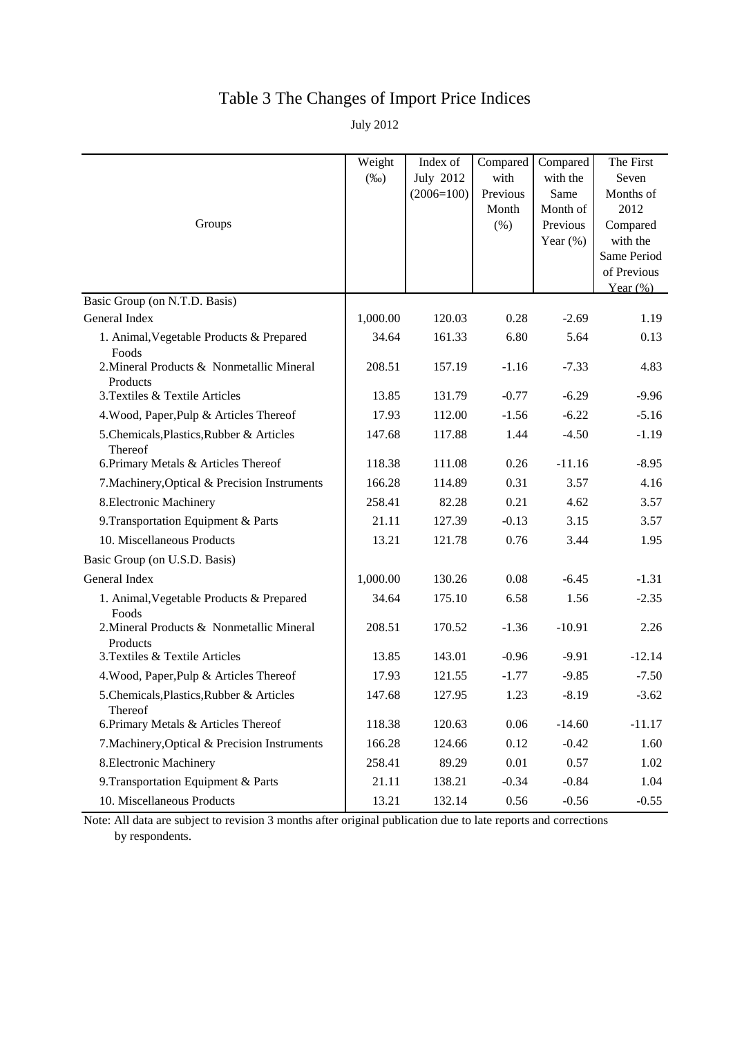# Table 3 The Changes of Import Price Indices

July 2012

| Groups | Weight (‰) | Index of July 2012 (2006=100) | Compared with Previous Month (%) | Compared with the Same Month of Previous Year (%) | The First Seven Months of 2012 Compared with the Same Period of Previous Year (%) |
|---|---|---|---|---|---|
| Basic Group (on N.T.D. Basis) | | | | | |
| General Index | 1,000.00 | 120.03 | 0.28 | -2.69 | 1.19 |
| 1. Animal,Vegetable Products & Prepared Foods | 34.64 | 161.33 | 6.80 | 5.64 | 0.13 |
| 2.Mineral Products & Nonmetallic Mineral Products | 208.51 | 157.19 | -1.16 | -7.33 | 4.83 |
| 3.Textiles & Textile Articles | 13.85 | 131.79 | -0.77 | -6.29 | -9.96 |
| 4.Wood, Paper,Pulp & Articles Thereof | 17.93 | 112.00 | -1.56 | -6.22 | -5.16 |
| 5.Chemicals,Plastics,Rubber & Articles Thereof | 147.68 | 117.88 | 1.44 | -4.50 | -1.19 |
| 6.Primary Metals & Articles Thereof | 118.38 | 111.08 | 0.26 | -11.16 | -8.95 |
| 7.Machinery,Optical & Precision Instruments | 166.28 | 114.89 | 0.31 | 3.57 | 4.16 |
| 8.Electronic Machinery | 258.41 | 82.28 | 0.21 | 4.62 | 3.57 |
| 9.Transportation Equipment & Parts | 21.11 | 127.39 | -0.13 | 3.15 | 3.57 |
| 10. Miscellaneous Products | 13.21 | 121.78 | 0.76 | 3.44 | 1.95 |
| Basic Group (on U.S.D. Basis) | | | | | |
| General Index | 1,000.00 | 130.26 | 0.08 | -6.45 | -1.31 |
| 1. Animal,Vegetable Products & Prepared Foods | 34.64 | 175.10 | 6.58 | 1.56 | -2.35 |
| 2.Mineral Products & Nonmetallic Mineral Products | 208.51 | 170.52 | -1.36 | -10.91 | 2.26 |
| 3.Textiles & Textile Articles | 13.85 | 143.01 | -0.96 | -9.91 | -12.14 |
| 4.Wood, Paper,Pulp & Articles Thereof | 17.93 | 121.55 | -1.77 | -9.85 | -7.50 |
| 5.Chemicals,Plastics,Rubber & Articles Thereof | 147.68 | 127.95 | 1.23 | -8.19 | -3.62 |
| 6.Primary Metals & Articles Thereof | 118.38 | 120.63 | 0.06 | -14.60 | -11.17 |
| 7.Machinery,Optical & Precision Instruments | 166.28 | 124.66 | 0.12 | -0.42 | 1.60 |
| 8.Electronic Machinery | 258.41 | 89.29 | 0.01 | 0.57 | 1.02 |
| 9.Transportation Equipment & Parts | 21.11 | 138.21 | -0.34 | -0.84 | 1.04 |
| 10. Miscellaneous Products | 13.21 | 132.14 | 0.56 | -0.56 | -0.55 |

Note: All data are subject to revision 3 months after original publication due to late reports and corrections by respondents.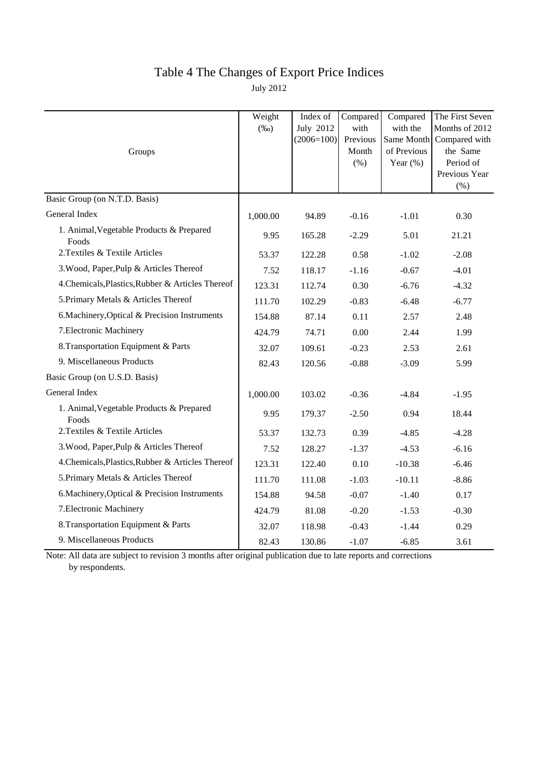# Table 4 The Changes of Export Price Indices

July 2012

| Groups | Weight (‰) | Index of July 2012 (2006=100) | Compared with Previous Month (%) | Compared with the Same Month of Previous Year (%) | The First Seven Months of 2012 Compared with the Same Period of Previous Year (%) |
|---|---|---|---|---|---|
| Basic Group (on N.T.D. Basis) | | | | | |
| General Index | 1,000.00 | 94.89 | -0.16 | -1.01 | 0.30 |
| 1. Animal,Vegetable Products & Prepared Foods | 9.95 | 165.28 | -2.29 | 5.01 | 21.21 |
| 2.Textiles & Textile Articles | 53.37 | 122.28 | 0.58 | -1.02 | -2.08 |
| 3.Wood, Paper,Pulp & Articles Thereof | 7.52 | 118.17 | -1.16 | -0.67 | -4.01 |
| 4.Chemicals,Plastics,Rubber & Articles Thereof | 123.31 | 112.74 | 0.30 | -6.76 | -4.32 |
| 5.Primary Metals & Articles Thereof | 111.70 | 102.29 | -0.83 | -6.48 | -6.77 |
| 6.Machinery,Optical & Precision Instruments | 154.88 | 87.14 | 0.11 | 2.57 | 2.48 |
| 7.Electronic Machinery | 424.79 | 74.71 | 0.00 | 2.44 | 1.99 |
| 8.Transportation Equipment & Parts | 32.07 | 109.61 | -0.23 | 2.53 | 2.61 |
| 9. Miscellaneous Products | 82.43 | 120.56 | -0.88 | -3.09 | 5.99 |
| Basic Group (on U.S.D. Basis) | | | | | |
| General Index | 1,000.00 | 103.02 | -0.36 | -4.84 | -1.95 |
| 1. Animal,Vegetable Products & Prepared Foods | 9.95 | 179.37 | -2.50 | 0.94 | 18.44 |
| 2.Textiles & Textile Articles | 53.37 | 132.73 | 0.39 | -4.85 | -4.28 |
| 3.Wood, Paper,Pulp & Articles Thereof | 7.52 | 128.27 | -1.37 | -4.53 | -6.16 |
| 4.Chemicals,Plastics,Rubber & Articles Thereof | 123.31 | 122.40 | 0.10 | -10.38 | -6.46 |
| 5.Primary Metals & Articles Thereof | 111.70 | 111.08 | -1.03 | -10.11 | -8.86 |
| 6.Machinery,Optical & Precision Instruments | 154.88 | 94.58 | -0.07 | -1.40 | 0.17 |
| 7.Electronic Machinery | 424.79 | 81.08 | -0.20 | -1.53 | -0.30 |
| 8.Transportation Equipment & Parts | 32.07 | 118.98 | -0.43 | -1.44 | 0.29 |
| 9. Miscellaneous Products | 82.43 | 130.86 | -1.07 | -6.85 | 3.61 |

Note: All data are subject to revision 3 months after original publication due to late reports and corrections by respondents.